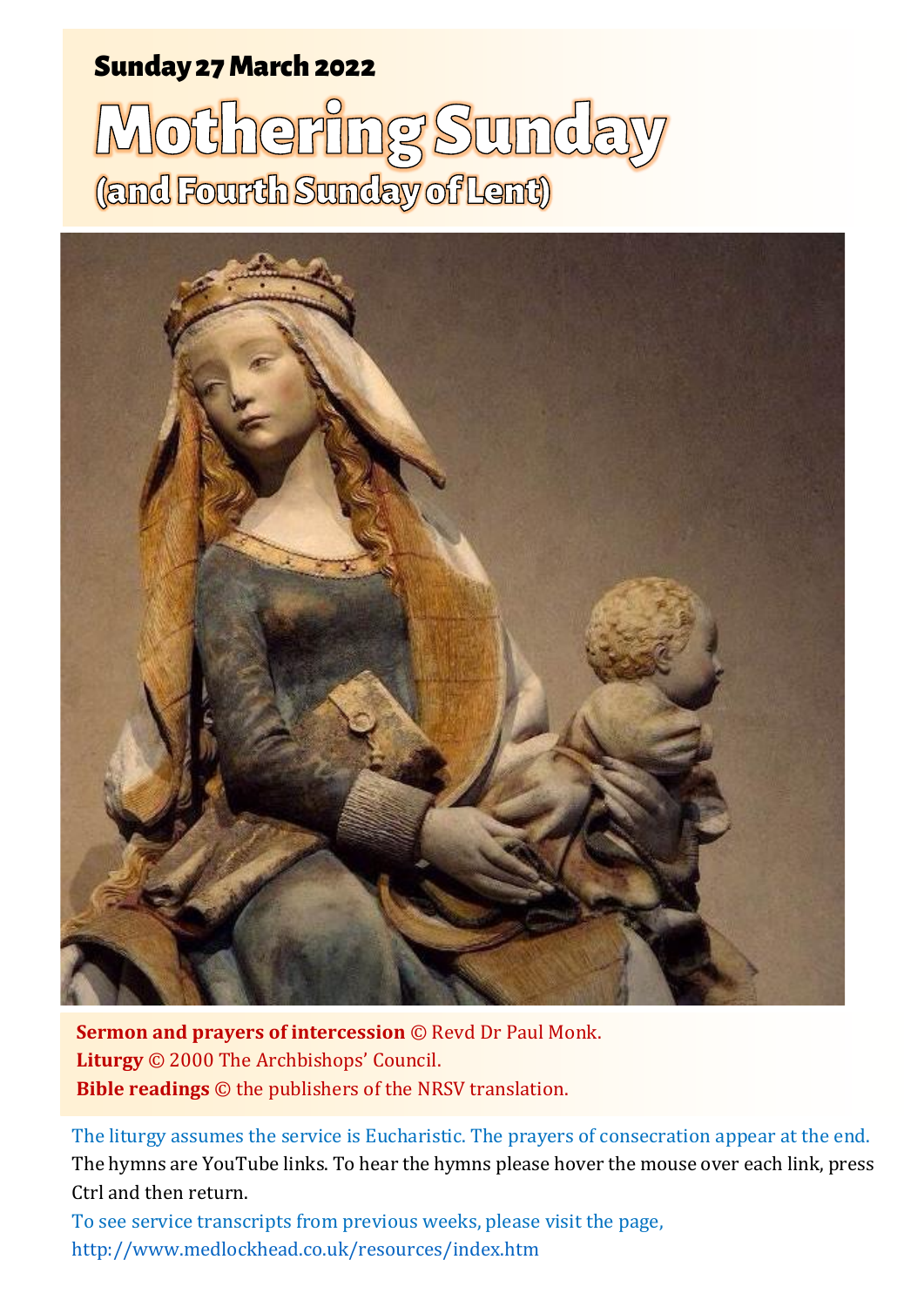**Sunday 27 March 2022**

# Mothering Sunday
## (and Fourth Sunday of Lent)

**Sermon and prayers of intercession** © Revd Dr Paul Monk.
**Liturgy** © 2000 The Archbishops' Council.
**Bible readings** © the publishers of the NRSV translation.

The liturgy assumes the service is Eucharistic. The prayers of consecration appear at the end.
The hymns are YouTube links. To hear the hymns please hover the mouse over each link, press Ctrl and then return.
To see service transcripts from previous weeks, please visit the page,
http://www.medlockhead.co.uk/resources/index.htm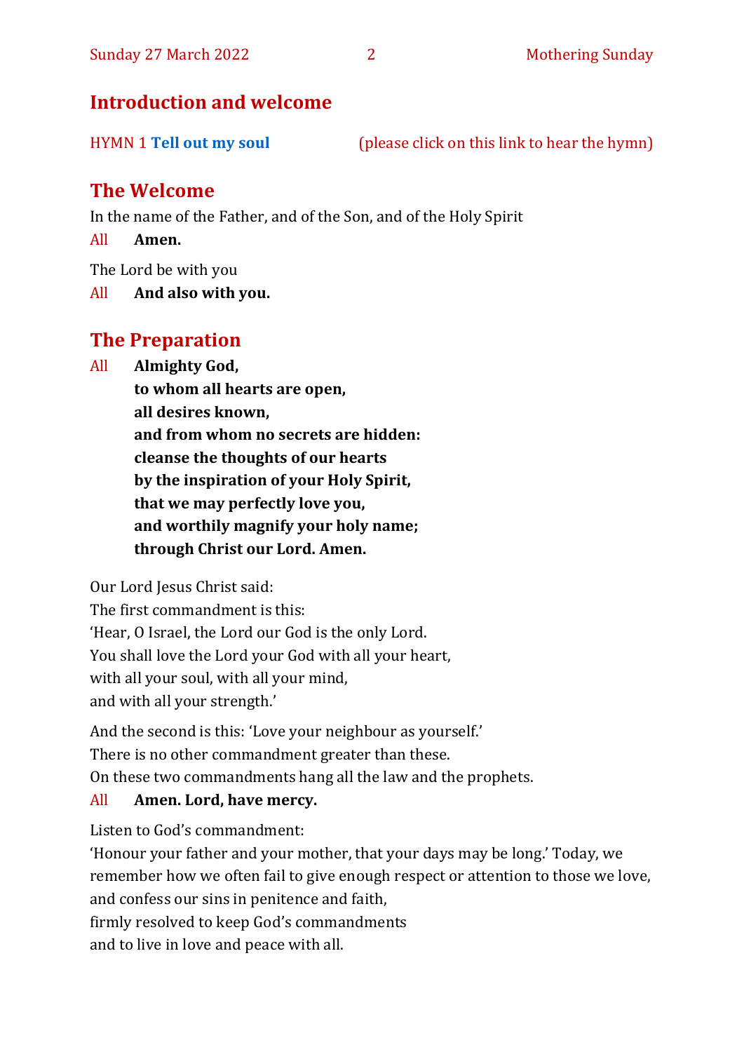## Introduction and welcome

HYMN 1 **Tell out my soul** (please click on this link to hear the hymn)

## The Welcome

In the name of the Father, and of the Son, and of the Holy Spirit

All **Amen.**

The Lord be with you

All **And also with you.**

## The Preparation

All **Almighty God,**
**to whom all hearts are open,**
**all desires known,**
**and from whom no secrets are hidden:**
**cleanse the thoughts of our hearts**
**by the inspiration of your Holy Spirit,**
**that we may perfectly love you,**
**and worthily magnify your holy name;**
**through Christ our Lord. Amen.**

Our Lord Jesus Christ said:
The first commandment is this:
'Hear, O Israel, the Lord our God is the only Lord.
You shall love the Lord your God with all your heart,
with all your soul, with all your mind,
and with all your strength.'

And the second is this: 'Love your neighbour as yourself.'
There is no other commandment greater than these.
On these two commandments hang all the law and the prophets.

All **Amen. Lord, have mercy.**

Listen to God's commandment:
'Honour your father and your mother, that your days may be long.' Today, we remember how we often fail to give enough respect or attention to those we love, and confess our sins in penitence and faith,
firmly resolved to keep God's commandments
and to live in love and peace with all.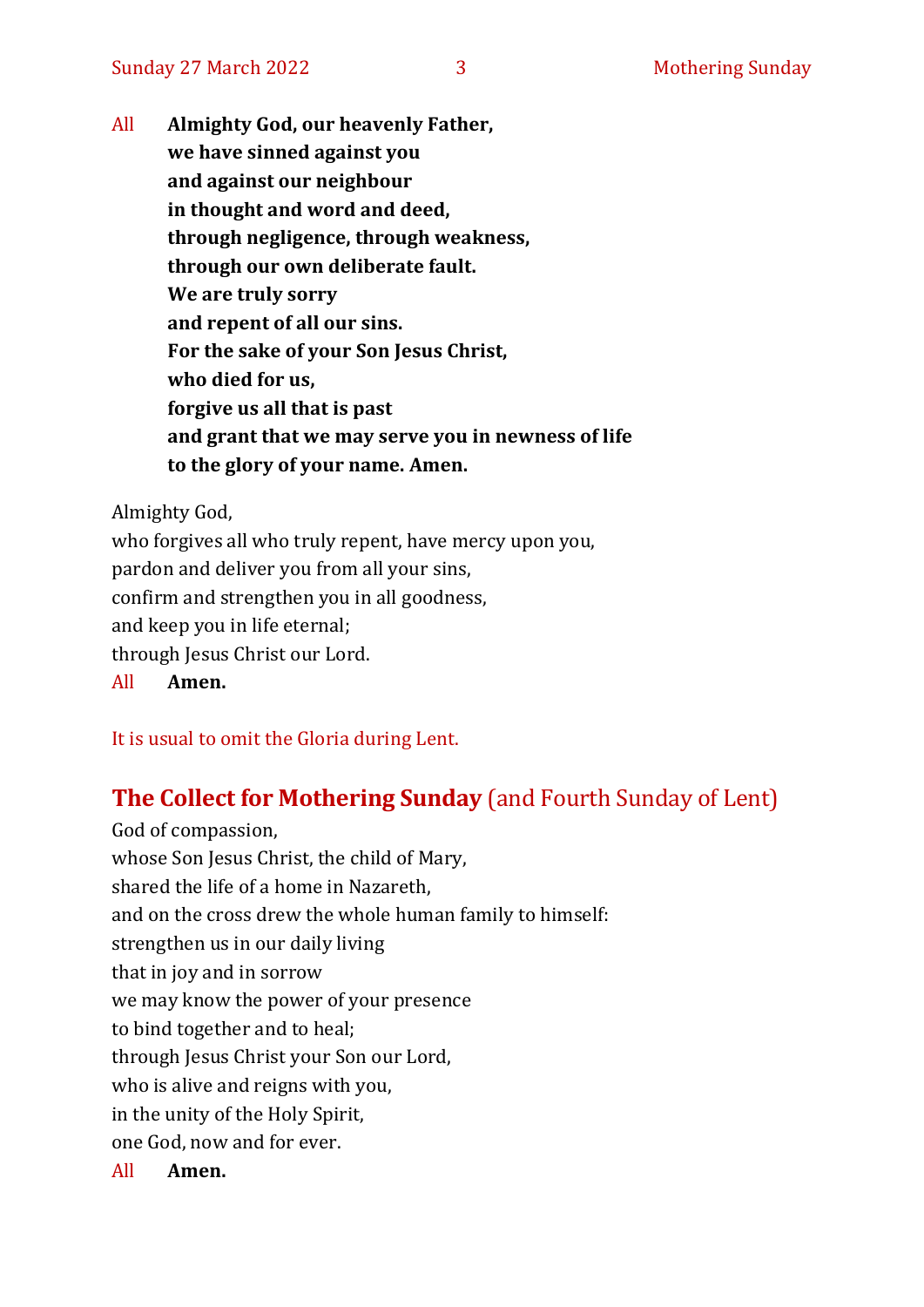All **Almighty God, our heavenly Father,**
**we have sinned against you**
**and against our neighbour**
**in thought and word and deed,**
**through negligence, through weakness,**
**through our own deliberate fault.**
**We are truly sorry**
**and repent of all our sins.**
**For the sake of your Son Jesus Christ,**
**who died for us,**
**forgive us all that is past**
**and grant that we may serve you in newness of life**
**to the glory of your name. Amen.**

Almighty God,
who forgives all who truly repent, have mercy upon you,
pardon and deliver you from all your sins,
confirm and strengthen you in all goodness,
and keep you in life eternal;
through Jesus Christ our Lord.
All **Amen.**

It is usual to omit the Gloria during Lent.

## **The Collect for Mothering Sunday** (and Fourth Sunday of Lent)

God of compassion,
whose Son Jesus Christ, the child of Mary,
shared the life of a home in Nazareth,
and on the cross drew the whole human family to himself:
strengthen us in our daily living
that in joy and in sorrow
we may know the power of your presence
to bind together and to heal;
through Jesus Christ your Son our Lord,
who is alive and reigns with you,
in the unity of the Holy Spirit,
one God, now and for ever.
All **Amen.**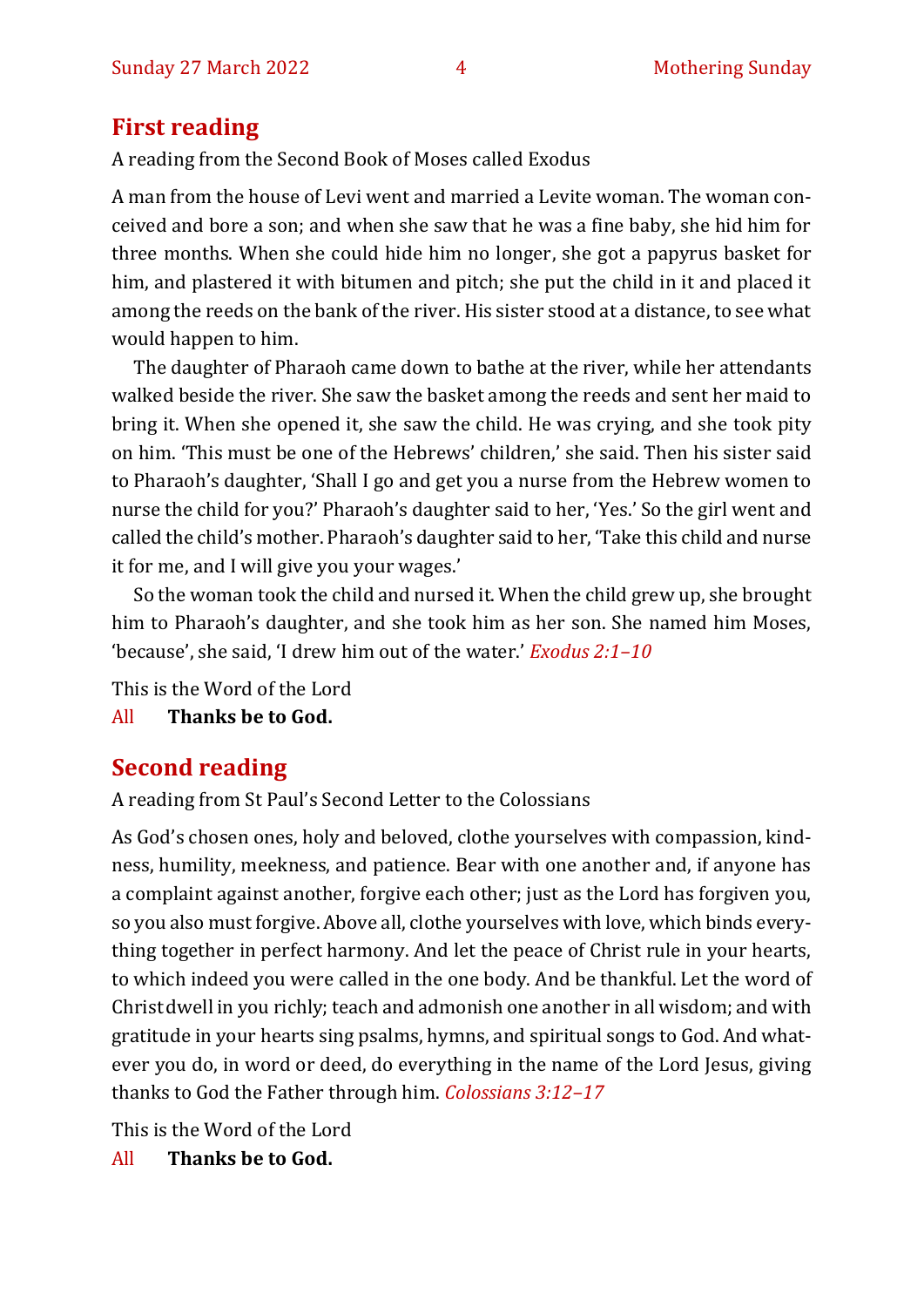## First reading

A reading from the Second Book of Moses called Exodus

A man from the house of Levi went and married a Levite woman. The woman conceived and bore a son; and when she saw that he was a fine baby, she hid him for three months. When she could hide him no longer, she got a papyrus basket for him, and plastered it with bitumen and pitch; she put the child in it and placed it among the reeds on the bank of the river. His sister stood at a distance, to see what would happen to him.

The daughter of Pharaoh came down to bathe at the river, while her attendants walked beside the river. She saw the basket among the reeds and sent her maid to bring it. When she opened it, she saw the child. He was crying, and she took pity on him. 'This must be one of the Hebrews' children,' she said. Then his sister said to Pharaoh's daughter, 'Shall I go and get you a nurse from the Hebrew women to nurse the child for you?' Pharaoh's daughter said to her, 'Yes.' So the girl went and called the child's mother. Pharaoh's daughter said to her, 'Take this child and nurse it for me, and I will give you your wages.'

So the woman took the child and nursed it. When the child grew up, she brought him to Pharaoh's daughter, and she took him as her son. She named him Moses, 'because', she said, 'I drew him out of the water.' *Exodus 2:1–10*

This is the Word of the Lord

All **Thanks be to God.**

## Second reading

A reading from St Paul's Second Letter to the Colossians

As God's chosen ones, holy and beloved, clothe yourselves with compassion, kindness, humility, meekness, and patience. Bear with one another and, if anyone has a complaint against another, forgive each other; just as the Lord has forgiven you, so you also must forgive. Above all, clothe yourselves with love, which binds everything together in perfect harmony. And let the peace of Christ rule in your hearts, to which indeed you were called in the one body. And be thankful. Let the word of Christ dwell in you richly; teach and admonish one another in all wisdom; and with gratitude in your hearts sing psalms, hymns, and spiritual songs to God. And whatever you do, in word or deed, do everything in the name of the Lord Jesus, giving thanks to God the Father through him. *Colossians 3:12–17*

This is the Word of the Lord

All **Thanks be to God.**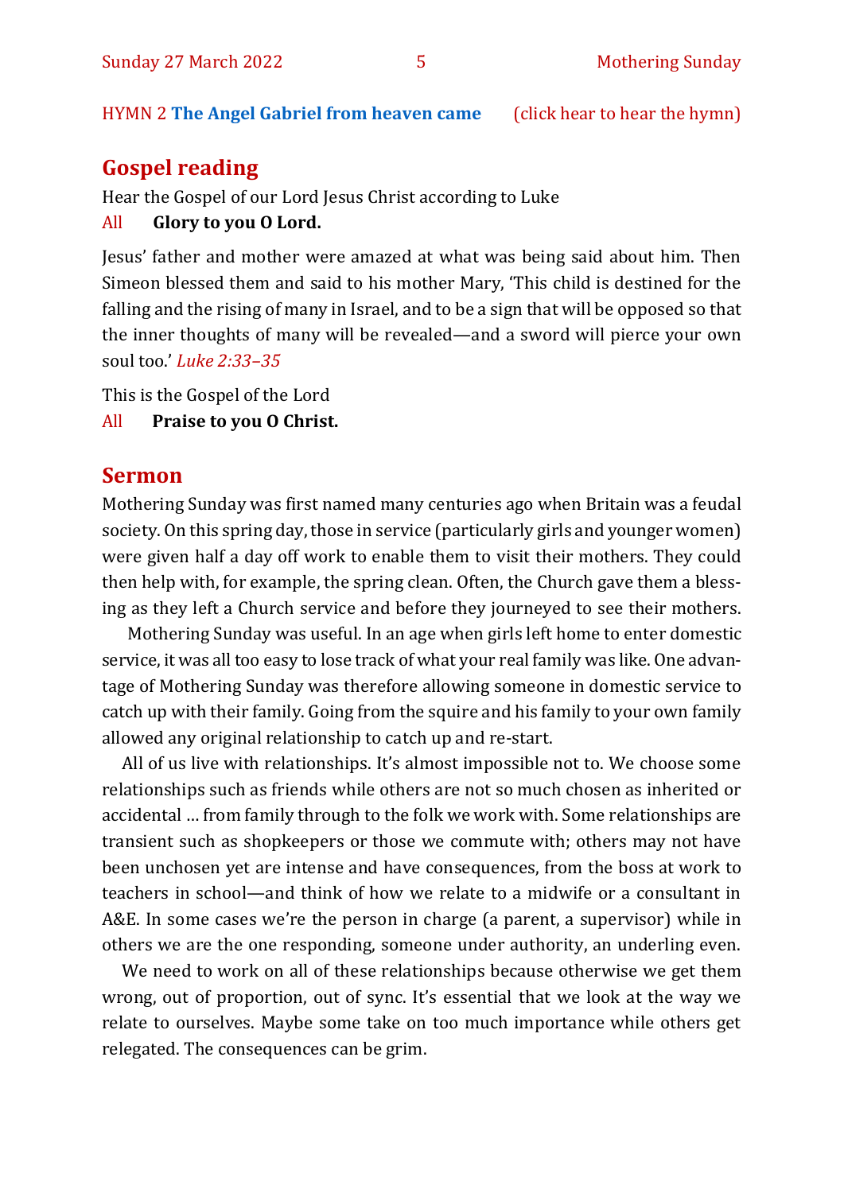HYMN 2 **The Angel Gabriel from heaven came** (click hear to hear the hymn)

## Gospel reading

Hear the Gospel of our Lord Jesus Christ according to Luke

All **Glory to you O Lord.**

Jesus' father and mother were amazed at what was being said about him. Then Simeon blessed them and said to his mother Mary, 'This child is destined for the falling and the rising of many in Israel, and to be a sign that will be opposed so that the inner thoughts of many will be revealed—and a sword will pierce your own soul too.' *Luke 2:33–35*

This is the Gospel of the Lord

All **Praise to you O Christ.**

## Sermon

Mothering Sunday was first named many centuries ago when Britain was a feudal society. On this spring day, those in service (particularly girls and younger women) were given half a day off work to enable them to visit their mothers. They could then help with, for example, the spring clean. Often, the Church gave them a blessing as they left a Church service and before they journeyed to see their mothers.

Mothering Sunday was useful. In an age when girls left home to enter domestic service, it was all too easy to lose track of what your real family was like. One advantage of Mothering Sunday was therefore allowing someone in domestic service to catch up with their family. Going from the squire and his family to your own family allowed any original relationship to catch up and re-start.

All of us live with relationships. It's almost impossible not to. We choose some relationships such as friends while others are not so much chosen as inherited or accidental … from family through to the folk we work with. Some relationships are transient such as shopkeepers or those we commute with; others may not have been unchosen yet are intense and have consequences, from the boss at work to teachers in school—and think of how we relate to a midwife or a consultant in A&E. In some cases we're the person in charge (a parent, a supervisor) while in others we are the one responding, someone under authority, an underling even.

We need to work on all of these relationships because otherwise we get them wrong, out of proportion, out of sync. It's essential that we look at the way we relate to ourselves. Maybe some take on too much importance while others get relegated. The consequences can be grim.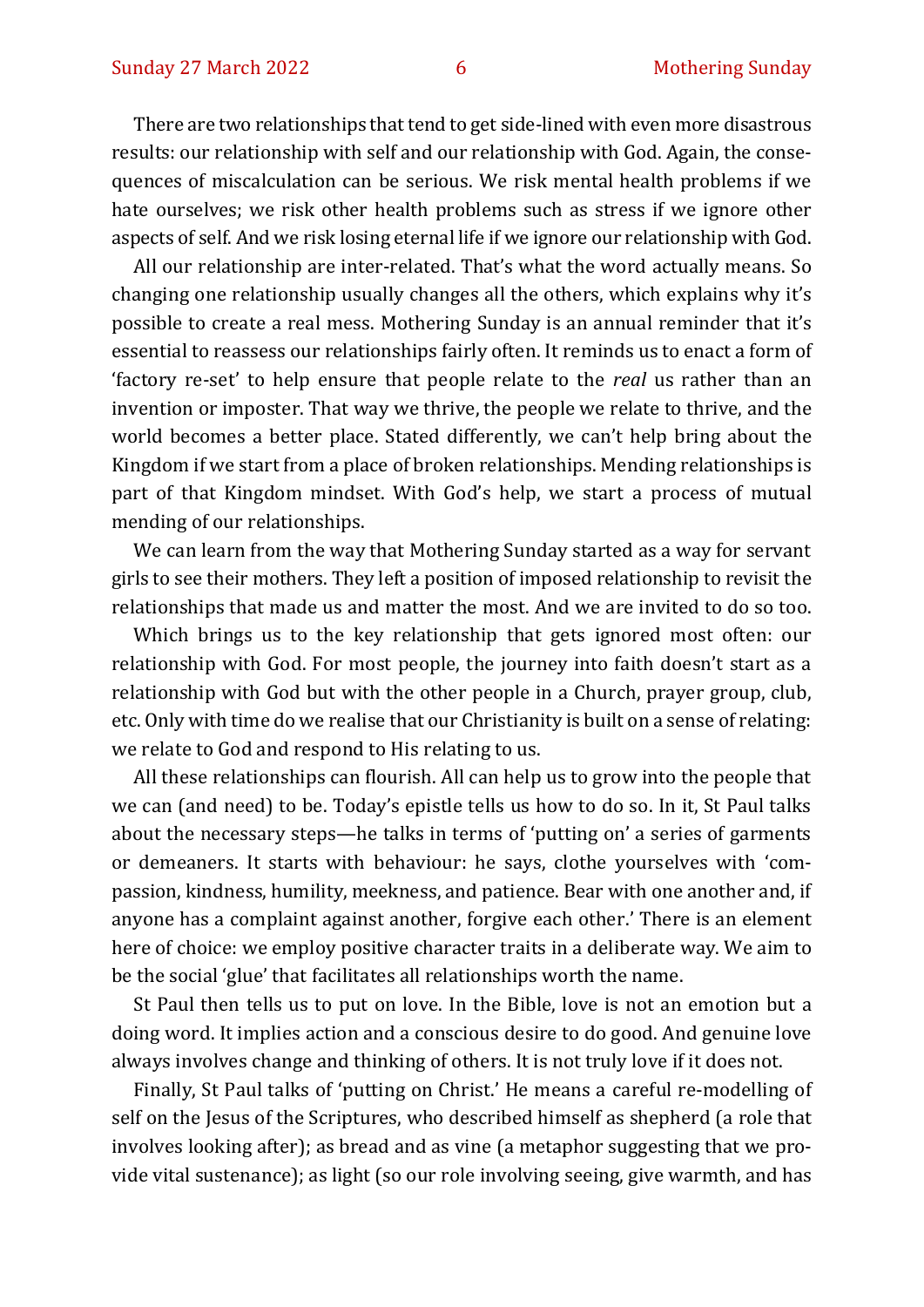There are two relationships that tend to get side-lined with even more disastrous results: our relationship with self and our relationship with God. Again, the consequences of miscalculation can be serious. We risk mental health problems if we hate ourselves; we risk other health problems such as stress if we ignore other aspects of self. And we risk losing eternal life if we ignore our relationship with God.

All our relationship are inter-related. That's what the word actually means. So changing one relationship usually changes all the others, which explains why it's possible to create a real mess. Mothering Sunday is an annual reminder that it's essential to reassess our relationships fairly often. It reminds us to enact a form of 'factory re-set' to help ensure that people relate to the *real* us rather than an invention or imposter. That way we thrive, the people we relate to thrive, and the world becomes a better place. Stated differently, we can't help bring about the Kingdom if we start from a place of broken relationships. Mending relationships is part of that Kingdom mindset. With God's help, we start a process of mutual mending of our relationships.

We can learn from the way that Mothering Sunday started as a way for servant girls to see their mothers. They left a position of imposed relationship to revisit the relationships that made us and matter the most. And we are invited to do so too.

Which brings us to the key relationship that gets ignored most often: our relationship with God. For most people, the journey into faith doesn't start as a relationship with God but with the other people in a Church, prayer group, club, etc. Only with time do we realise that our Christianity is built on a sense of relating: we relate to God and respond to His relating to us.

All these relationships can flourish. All can help us to grow into the people that we can (and need) to be. Today's epistle tells us how to do so. In it, St Paul talks about the necessary steps—he talks in terms of 'putting on' a series of garments or demeaners. It starts with behaviour: he says, clothe yourselves with 'compassion, kindness, humility, meekness, and patience. Bear with one another and, if anyone has a complaint against another, forgive each other.' There is an element here of choice: we employ positive character traits in a deliberate way. We aim to be the social 'glue' that facilitates all relationships worth the name.

St Paul then tells us to put on love. In the Bible, love is not an emotion but a doing word. It implies action and a conscious desire to do good. And genuine love always involves change and thinking of others. It is not truly love if it does not.

Finally, St Paul talks of 'putting on Christ.' He means a careful re-modelling of self on the Jesus of the Scriptures, who described himself as shepherd (a role that involves looking after); as bread and as vine (a metaphor suggesting that we provide vital sustenance); as light (so our role involving seeing, give warmth, and has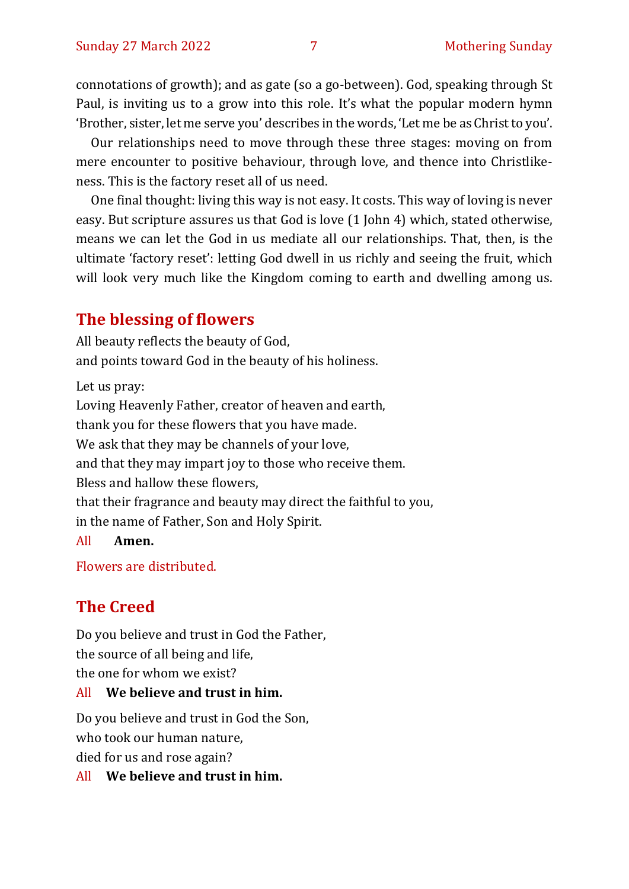connotations of growth); and as gate (so a go-between). God, speaking through St Paul, is inviting us to a grow into this role. It's what the popular modern hymn 'Brother, sister, let me serve you' describes in the words, 'Let me be as Christ to you'.

Our relationships need to move through these three stages: moving on from mere encounter to positive behaviour, through love, and thence into Christlikeness. This is the factory reset all of us need.

One final thought: living this way is not easy. It costs. This way of loving is never easy. But scripture assures us that God is love (1 John 4) which, stated otherwise, means we can let the God in us mediate all our relationships. That, then, is the ultimate 'factory reset': letting God dwell in us richly and seeing the fruit, which will look very much like the Kingdom coming to earth and dwelling among us.

## The blessing of flowers

All beauty reflects the beauty of God,
and points toward God in the beauty of his holiness.

Let us pray:
Loving Heavenly Father, creator of heaven and earth,
thank you for these flowers that you have made.
We ask that they may be channels of your love,
and that they may impart joy to those who receive them.
Bless and hallow these flowers,
that their fragrance and beauty may direct the faithful to you,
in the name of Father, Son and Holy Spirit.

All **Amen.**

*Flowers are distributed.*

## The Creed

Do you believe and trust in God the Father,
the source of all being and life,
the one for whom we exist?

All **We believe and trust in him.**

Do you believe and trust in God the Son,
who took our human nature,
died for us and rose again?

All **We believe and trust in him.**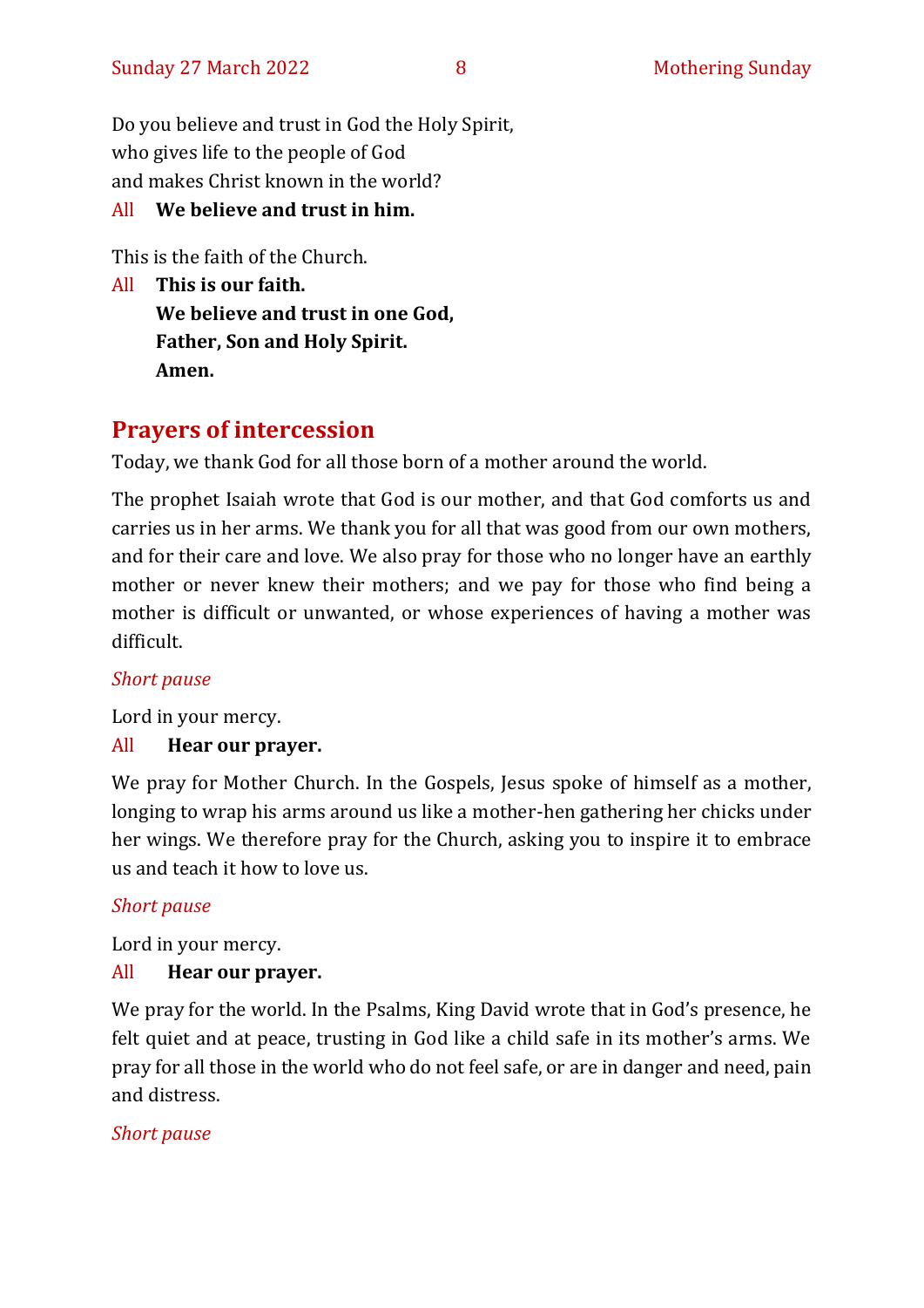Do you believe and trust in God the Holy Spirit,
who gives life to the people of God
and makes Christ known in the world?

All **We believe and trust in him.**

This is the faith of the Church.

All **This is our faith.**
**We believe and trust in one God,**
**Father, Son and Holy Spirit.**
**Amen.**

## Prayers of intercession

Today, we thank God for all those born of a mother around the world.

The prophet Isaiah wrote that God is our mother, and that God comforts us and carries us in her arms. We thank you for all that was good from our own mothers, and for their care and love. We also pray for those who no longer have an earthly mother or never knew their mothers; and we pay for those who find being a mother is difficult or unwanted, or whose experiences of having a mother was difficult.

*Short pause*

Lord in your mercy.

All **Hear our prayer.**

We pray for Mother Church. In the Gospels, Jesus spoke of himself as a mother, longing to wrap his arms around us like a mother-hen gathering her chicks under her wings. We therefore pray for the Church, asking you to inspire it to embrace us and teach it how to love us.

*Short pause*

Lord in your mercy.

All **Hear our prayer.**

We pray for the world. In the Psalms, King David wrote that in God's presence, he felt quiet and at peace, trusting in God like a child safe in its mother's arms. We pray for all those in the world who do not feel safe, or are in danger and need, pain and distress.

*Short pause*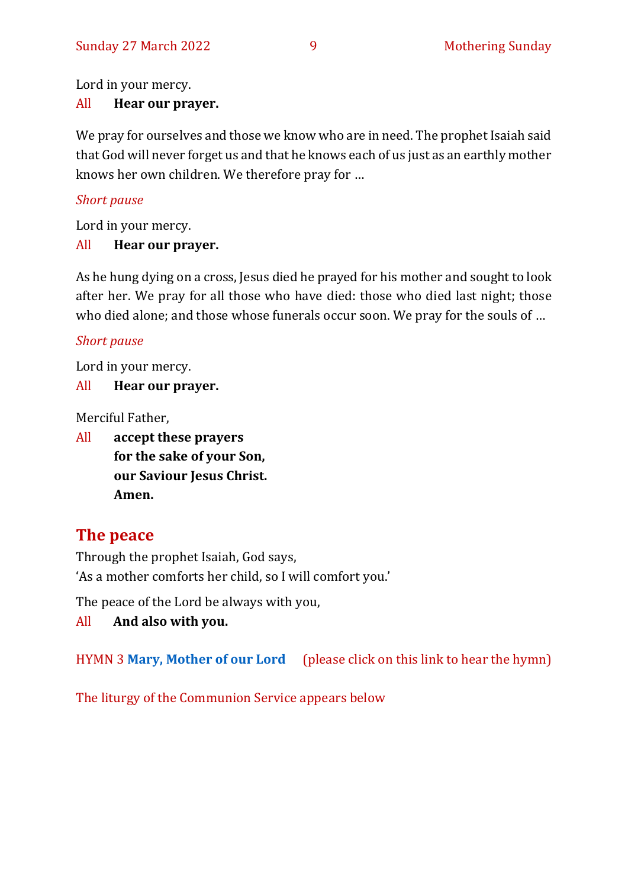Lord in your mercy.

All **Hear our prayer.**

We pray for ourselves and those we know who are in need. The prophet Isaiah said that God will never forget us and that he knows each of us just as an earthly mother knows her own children. We therefore pray for …

*Short pause*

Lord in your mercy.

All **Hear our prayer.**

As he hung dying on a cross, Jesus died he prayed for his mother and sought to look after her. We pray for all those who have died: those who died last night; those who died alone; and those whose funerals occur soon. We pray for the souls of …

*Short pause*

Lord in your mercy.

All **Hear our prayer.**

Merciful Father,

All **accept these prayers**
**for the sake of your Son,**
**our Saviour Jesus Christ.**
**Amen.**

## The peace

Through the prophet Isaiah, God says,
'As a mother comforts her child, so I will comfort you.'

The peace of the Lord be always with you,

All **And also with you.**

HYMN 3 **Mary, Mother of our Lord** (please click on this link to hear the hymn)

The liturgy of the Communion Service appears below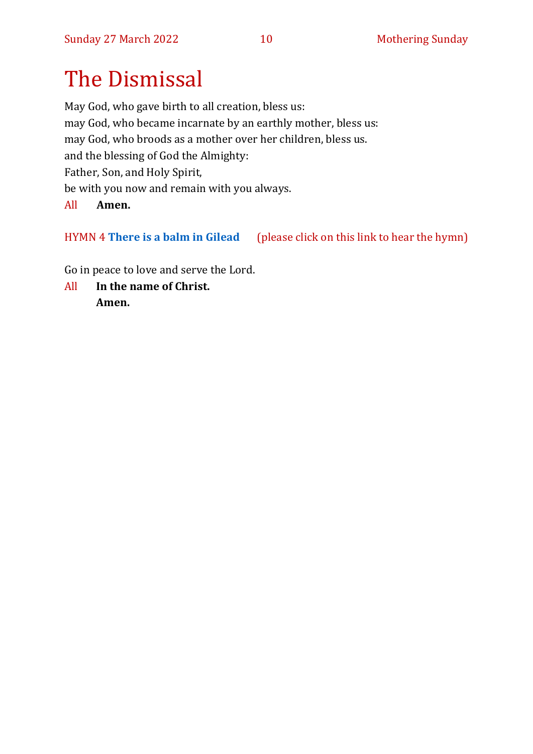# The Dismissal

May God, who gave birth to all creation, bless us:
may God, who became incarnate by an earthly mother, bless us:
may God, who broods as a mother over her children, bless us.
and the blessing of God the Almighty:
Father, Son, and Holy Spirit,
be with you now and remain with you always.

All **Amen.**

HYMN 4 **There is a balm in Gilead** (please click on this link to hear the hymn)

Go in peace to love and serve the Lord.

All **In the name of Christ.**
**Amen.**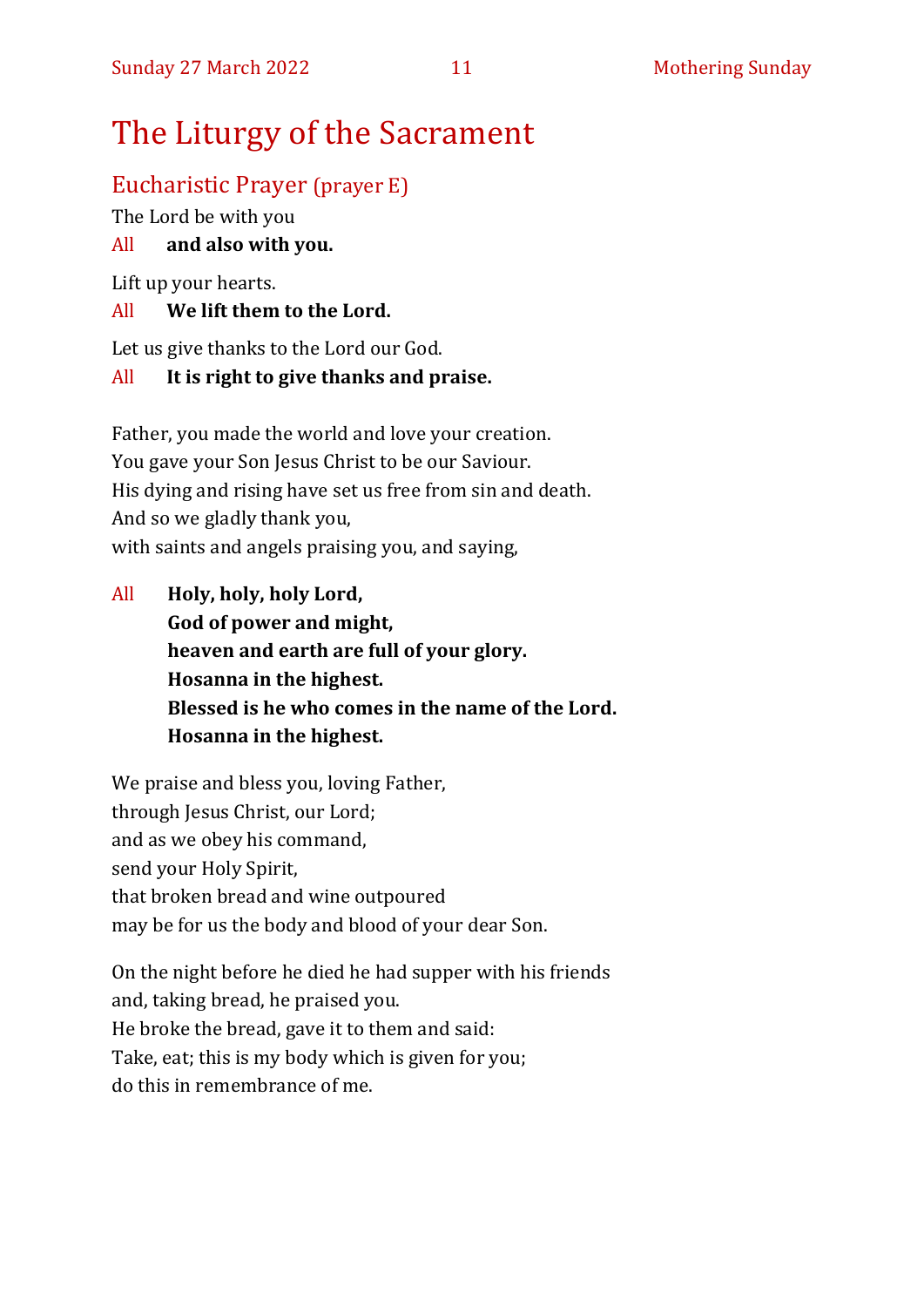# The Liturgy of the Sacrament

## Eucharistic Prayer (prayer E)

The Lord be with you

All **and also with you.**

Lift up your hearts.

All **We lift them to the Lord.**

Let us give thanks to the Lord our God.

All **It is right to give thanks and praise.**

Father, you made the world and love your creation.
You gave your Son Jesus Christ to be our Saviour.
His dying and rising have set us free from sin and death.
And so we gladly thank you,
with saints and angels praising you, and saying,

All **Holy, holy, holy Lord,**
**God of power and might,**
**heaven and earth are full of your glory.**
**Hosanna in the highest.**
**Blessed is he who comes in the name of the Lord.**
**Hosanna in the highest.**

We praise and bless you, loving Father,
through Jesus Christ, our Lord;
and as we obey his command,
send your Holy Spirit,
that broken bread and wine outpoured
may be for us the body and blood of your dear Son.

On the night before he died he had supper with his friends
and, taking bread, he praised you.
He broke the bread, gave it to them and said:
Take, eat; this is my body which is given for you;
do this in remembrance of me.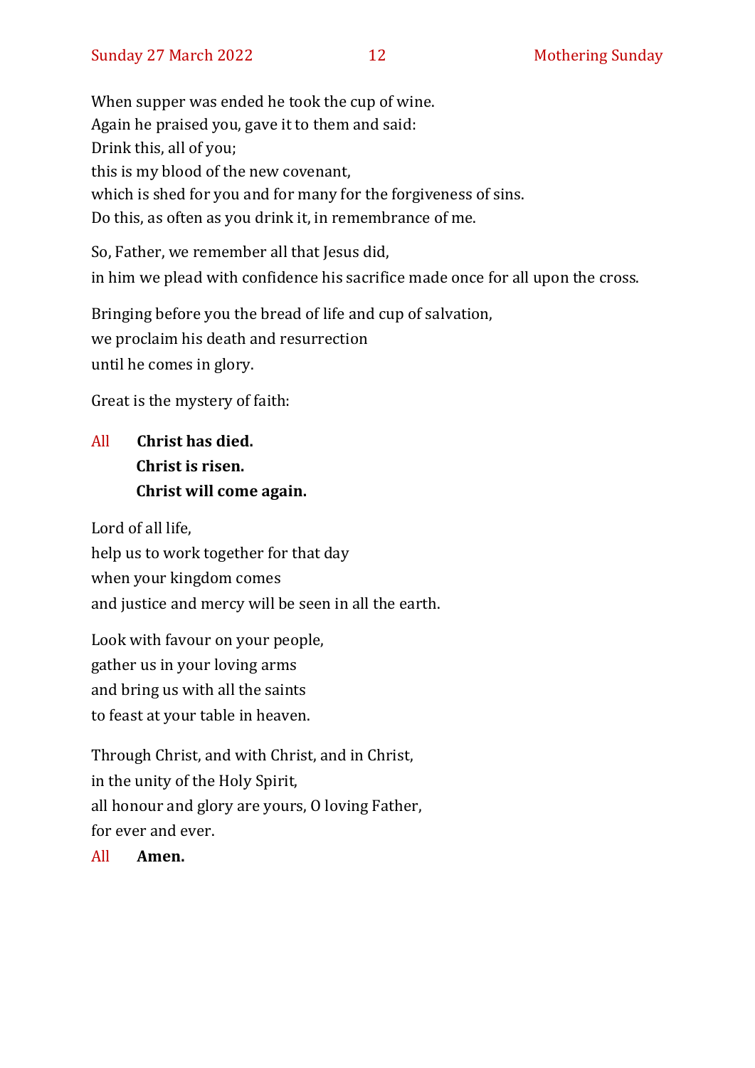When supper was ended he took the cup of wine.
Again he praised you, gave it to them and said:
Drink this, all of you;
this is my blood of the new covenant,
which is shed for you and for many for the forgiveness of sins.
Do this, as often as you drink it, in remembrance of me.

So, Father, we remember all that Jesus did,
in him we plead with confidence his sacrifice made once for all upon the cross.

Bringing before you the bread of life and cup of salvation,
we proclaim his death and resurrection
until he comes in glory.

Great is the mystery of faith:

All **Christ has died.**
**Christ is risen.**
**Christ will come again.**

Lord of all life,
help us to work together for that day
when your kingdom comes
and justice and mercy will be seen in all the earth.

Look with favour on your people,
gather us in your loving arms
and bring us with all the saints
to feast at your table in heaven.

Through Christ, and with Christ, and in Christ,
in the unity of the Holy Spirit,
all honour and glory are yours, O loving Father,
for ever and ever.

All **Amen.**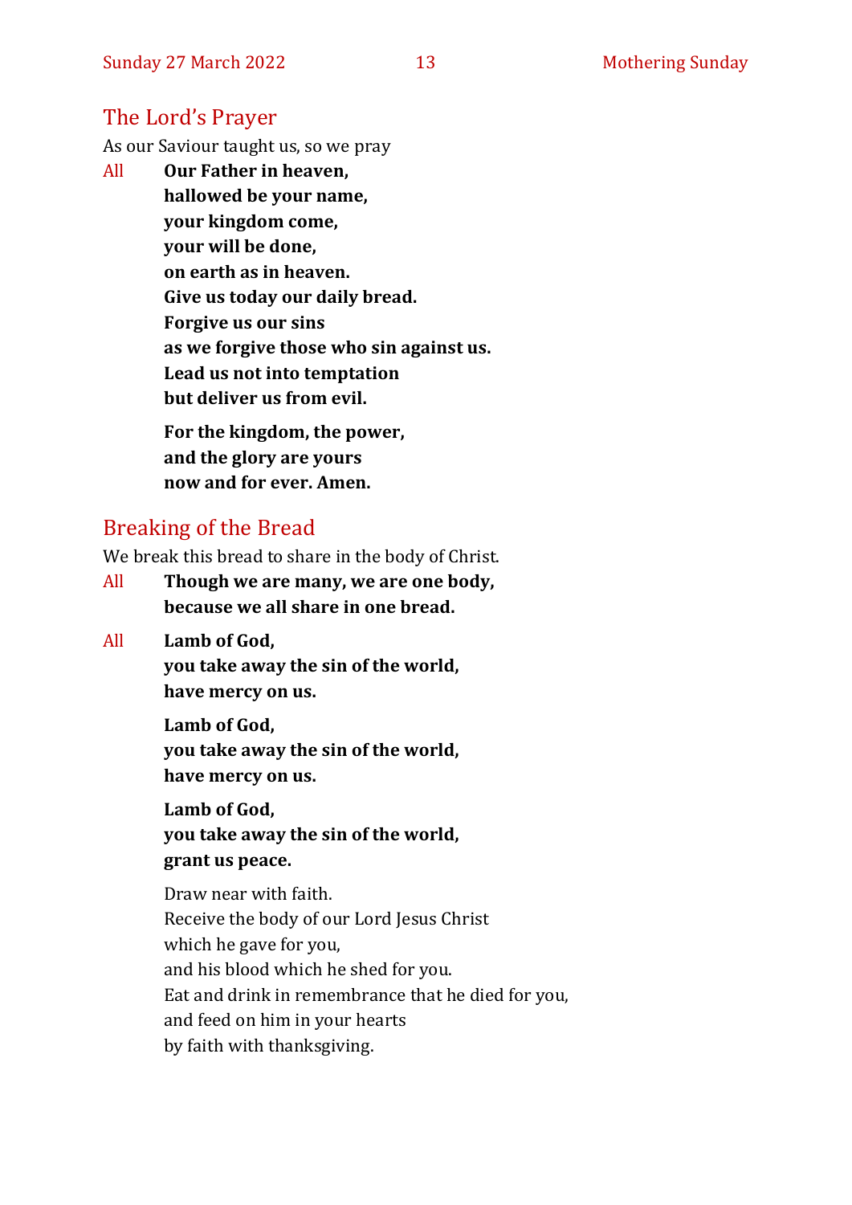## The Lord's Prayer

As our Saviour taught us, so we pray

All **Our Father in heaven,**
**hallowed be your name,**
**your kingdom come,**
**your will be done,**
**on earth as in heaven.**
**Give us today our daily bread.**
**Forgive us our sins**
**as we forgive those who sin against us.**
**Lead us not into temptation**
**but deliver us from evil.**

**For the kingdom, the power,**
**and the glory are yours**
**now and for ever. Amen.**

## Breaking of the Bread

We break this bread to share in the body of Christ.

All **Though we are many, we are one body,**
**because we all share in one bread.**

All **Lamb of God,**
**you take away the sin of the world,**
**have mercy on us.**

**Lamb of God,**
**you take away the sin of the world,**
**have mercy on us.**

**Lamb of God,**
**you take away the sin of the world,**
**grant us peace.**

Draw near with faith.
Receive the body of our Lord Jesus Christ
which he gave for you,
and his blood which he shed for you.
Eat and drink in remembrance that he died for you,
and feed on him in your hearts
by faith with thanksgiving.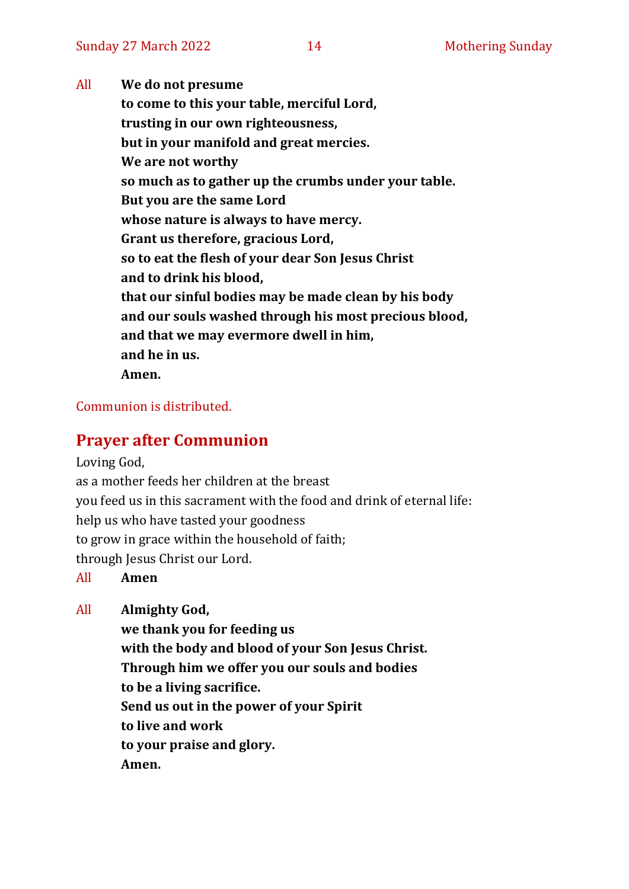All **We do not presume**
**to come to this your table, merciful Lord,**
**trusting in our own righteousness,**
**but in your manifold and great mercies.**
**We are not worthy**
**so much as to gather up the crumbs under your table.**
**But you are the same Lord**
**whose nature is always to have mercy.**
**Grant us therefore, gracious Lord,**
**so to eat the flesh of your dear Son Jesus Christ**
**and to drink his blood,**
**that our sinful bodies may be made clean by his body**
**and our souls washed through his most precious blood,**
**and that we may evermore dwell in him,**
**and he in us.**
**Amen.**

Communion is distributed.

## Prayer after Communion

Loving God,
as a mother feeds her children at the breast
you feed us in this sacrament with the food and drink of eternal life:
help us who have tasted your goodness
to grow in grace within the household of faith;
through Jesus Christ our Lord.

All **Amen**

All **Almighty God,**
**we thank you for feeding us**
**with the body and blood of your Son Jesus Christ.**
**Through him we offer you our souls and bodies**
**to be a living sacrifice.**
**Send us out in the power of your Spirit**
**to live and work**
**to your praise and glory.**
**Amen.**